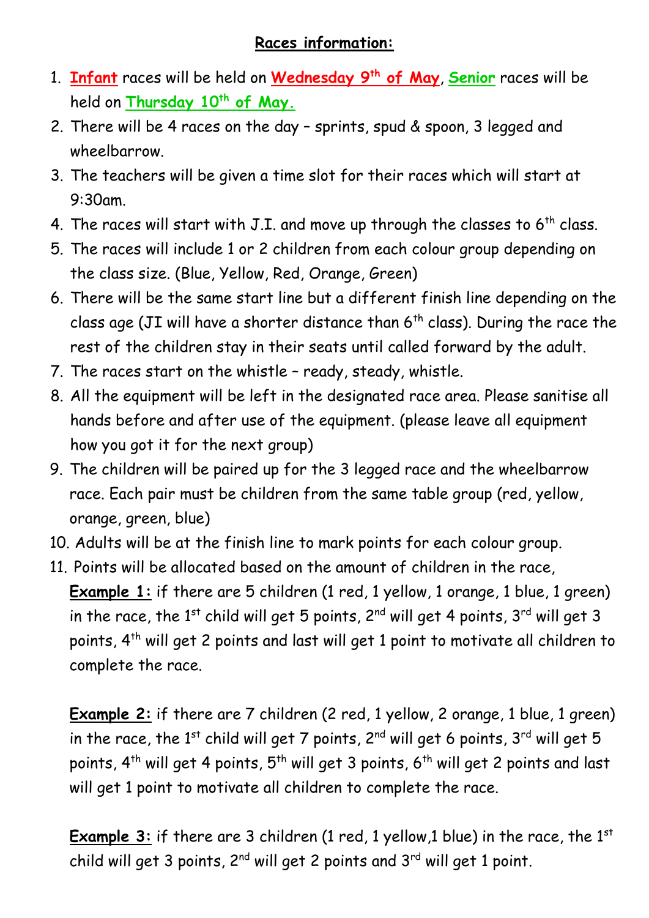# Races information:

1. **Infant** races will be held on **Wednesday 9th of May**, **Senior** races will be held on **Thursday 10th of May.**
2. There will be 4 races on the day – sprints, spud & spoon, 3 legged and wheelbarrow.
3. The teachers will be given a time slot for their races which will start at 9:30am.
4. The races will start with J.I. and move up through the classes to 6th class.
5. The races will include 1 or 2 children from each colour group depending on the class size. (Blue, Yellow, Red, Orange, Green)
6. There will be the same start line but a different finish line depending on the class age (JI will have a shorter distance than 6th class). During the race the rest of the children stay in their seats until called forward by the adult.
7. The races start on the whistle – ready, steady, whistle.
8. All the equipment will be left in the designated race area. Please sanitise all hands before and after use of the equipment. (please leave all equipment how you got it for the next group)
9. The children will be paired up for the 3 legged race and the wheelbarrow race. Each pair must be children from the same table group (red, yellow, orange, green, blue)
10. Adults will be at the finish line to mark points for each colour group.
11. Points will be allocated based on the amount of children in the race,

    **Example 1:** if there are 5 children (1 red, 1 yellow, 1 orange, 1 blue, 1 green) in the race, the 1st child will get 5 points, 2nd will get 4 points, 3rd will get 3 points, 4th will get 2 points and last will get 1 point to motivate all children to complete the race.

    **Example 2:** if there are 7 children (2 red, 1 yellow, 2 orange, 1 blue, 1 green) in the race, the 1st child will get 7 points, 2nd will get 6 points, 3rd will get 5 points, 4th will get 4 points, 5th will get 3 points, 6th will get 2 points and last will get 1 point to motivate all children to complete the race.

    **Example 3:** if there are 3 children (1 red, 1 yellow,1 blue) in the race, the 1st child will get 3 points, 2nd will get 2 points and 3rd will get 1 point.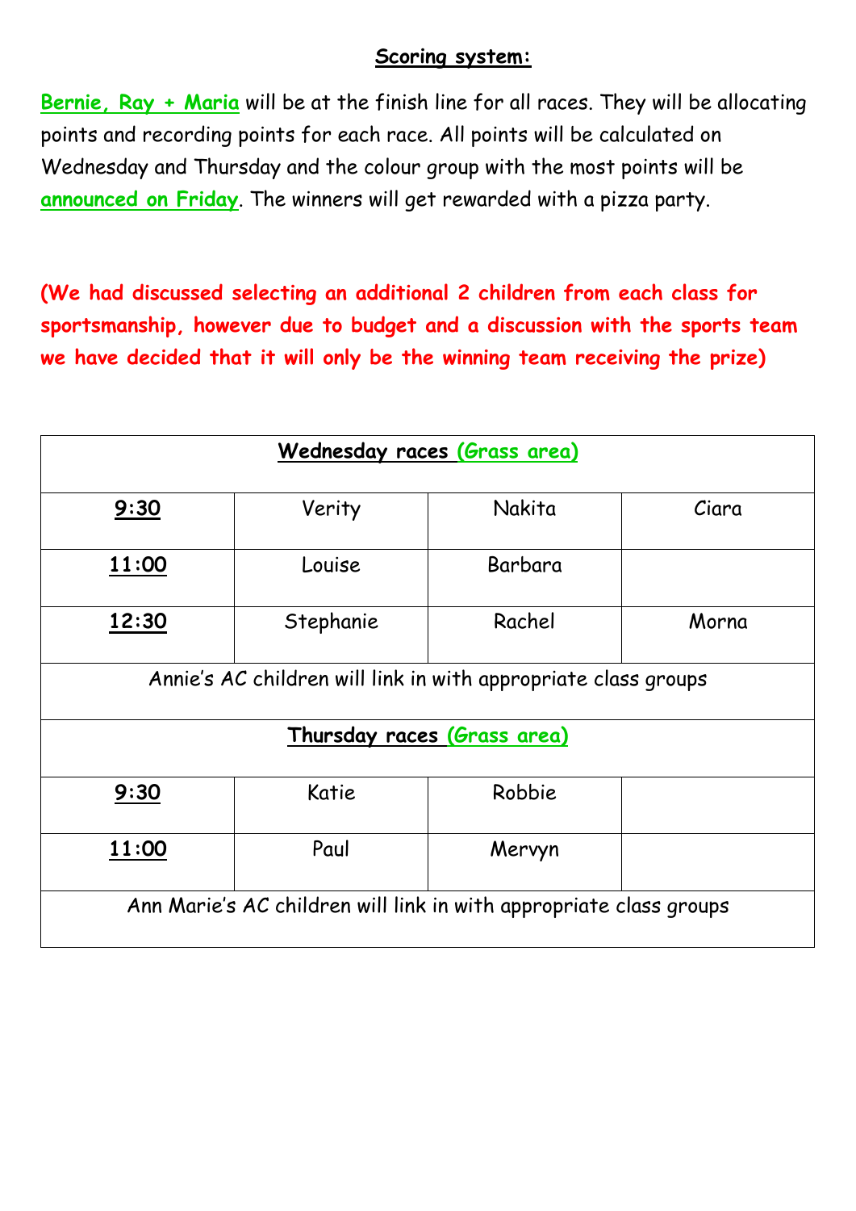## Scoring system:

**Bernie, Ray + Maria** will be at the finish line for all races. They will be allocating points and recording points for each race. All points will be calculated on Wednesday and Thursday and the colour group with the most points will be **announced on Friday**. The winners will get rewarded with a pizza party.

**(We had discussed selecting an additional 2 children from each class for sportsmanship, however due to budget and a discussion with the sports team we have decided that it will only be the winning team receiving the prize)**

| Wednesday races (Grass area) | | | |
|---|---|---|---|
| **9:30** | Verity | Nakita | Ciara |
| **11:00** | Louise | Barbara | |
| **12:30** | Stephanie | Rachel | Morna |
| Annie's AC children will link in with appropriate class groups | | | |
| **Thursday races (Grass area)** | | | |
| **9:30** | Katie | Robbie | |
| **11:00** | Paul | Mervyn | |
| Ann Marie's AC children will link in with appropriate class groups | | | |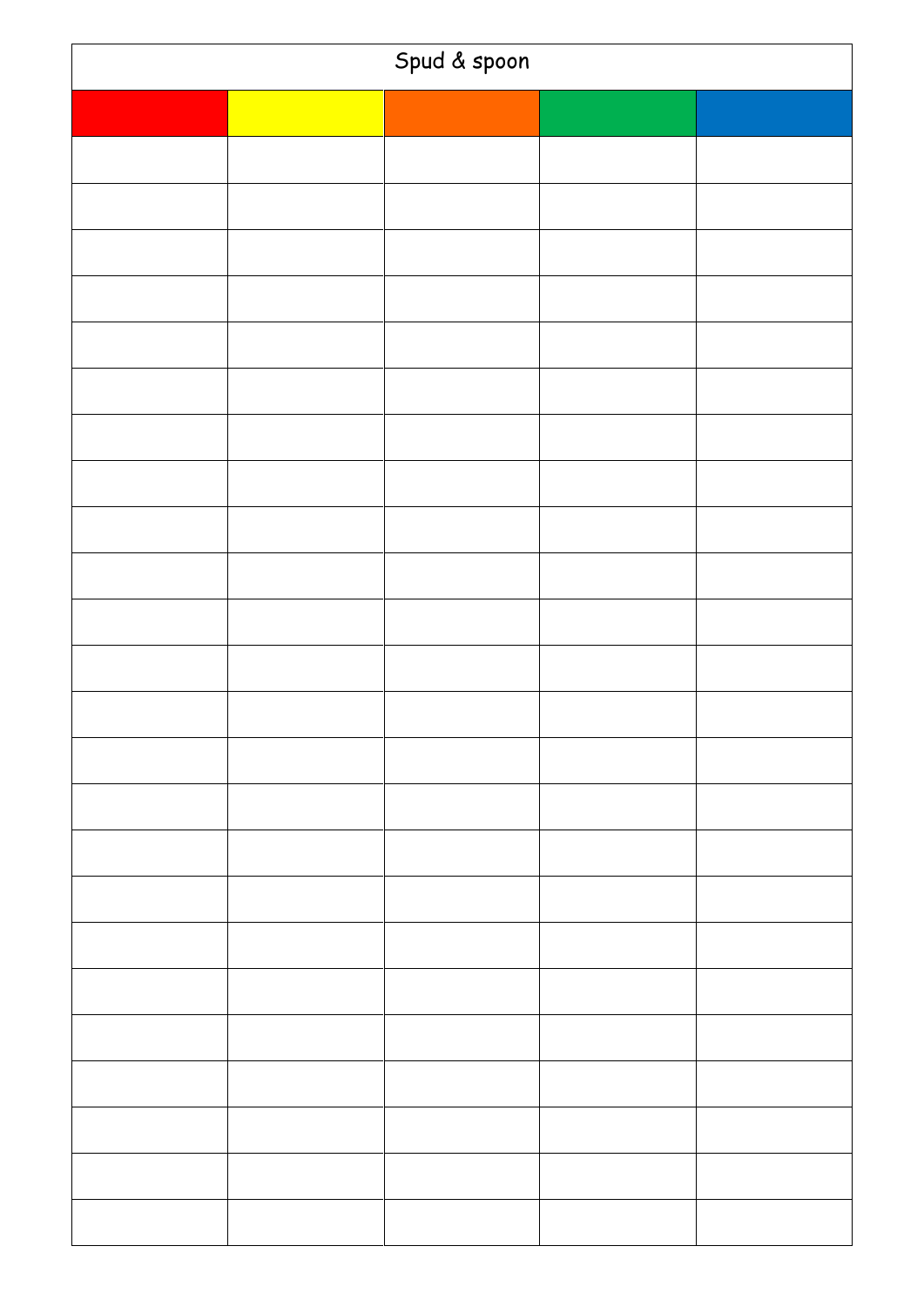| Spud & spoon | | | | |
|---|---|---|---|---|
| | | | | |
| | | | | |
| | | | | |
| | | | | |
| | | | | |
| | | | | |
| | | | | |
| | | | | |
| | | | | |
| | | | | |
| | | | | |
| | | | | |
| | | | | |
| | | | | |
| | | | | |
| | | | | |
| | | | | |
| | | | | |
| | | | | |
| | | | | |
| | | | | |
| | | | | |
| | | | | |
| | | | | |
| | | | | |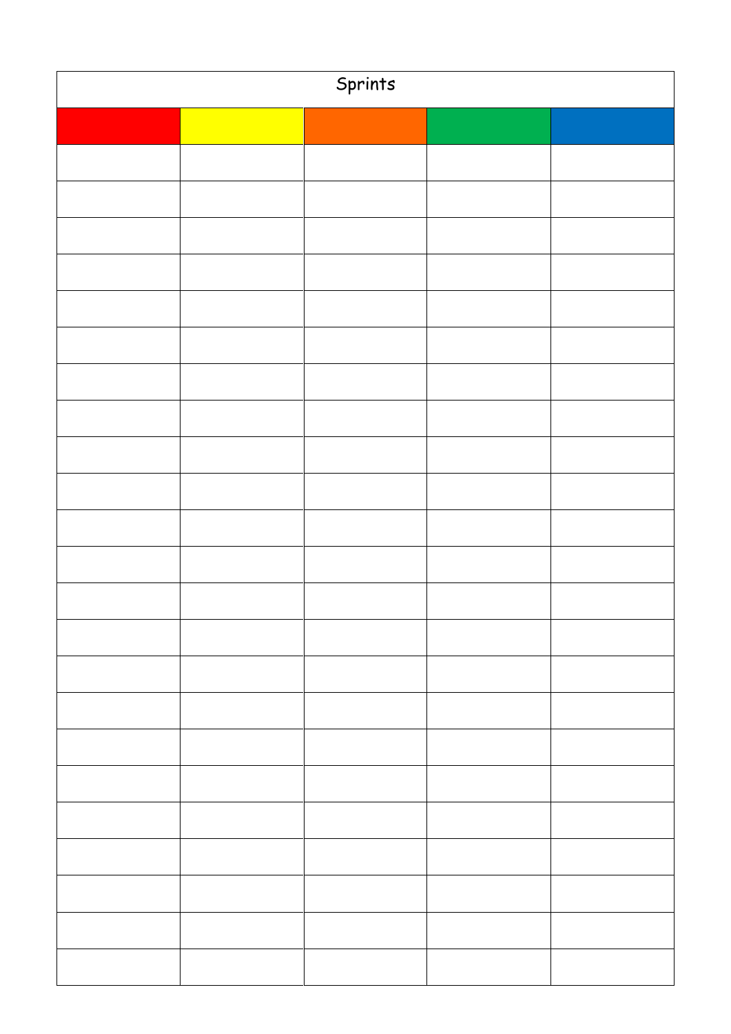| Sprints | | | | |
|---|---|---|---|---|
| | | | | |
| | | | | |
| | | | | |
| | | | | |
| | | | | |
| | | | | |
| | | | | |
| | | | | |
| | | | | |
| | | | | |
| | | | | |
| | | | | |
| | | | | |
| | | | | |
| | | | | |
| | | | | |
| | | | | |
| | | | | |
| | | | | |
| | | | | |
| | | | | |
| | | | | |
| | | | | |
| | | | | |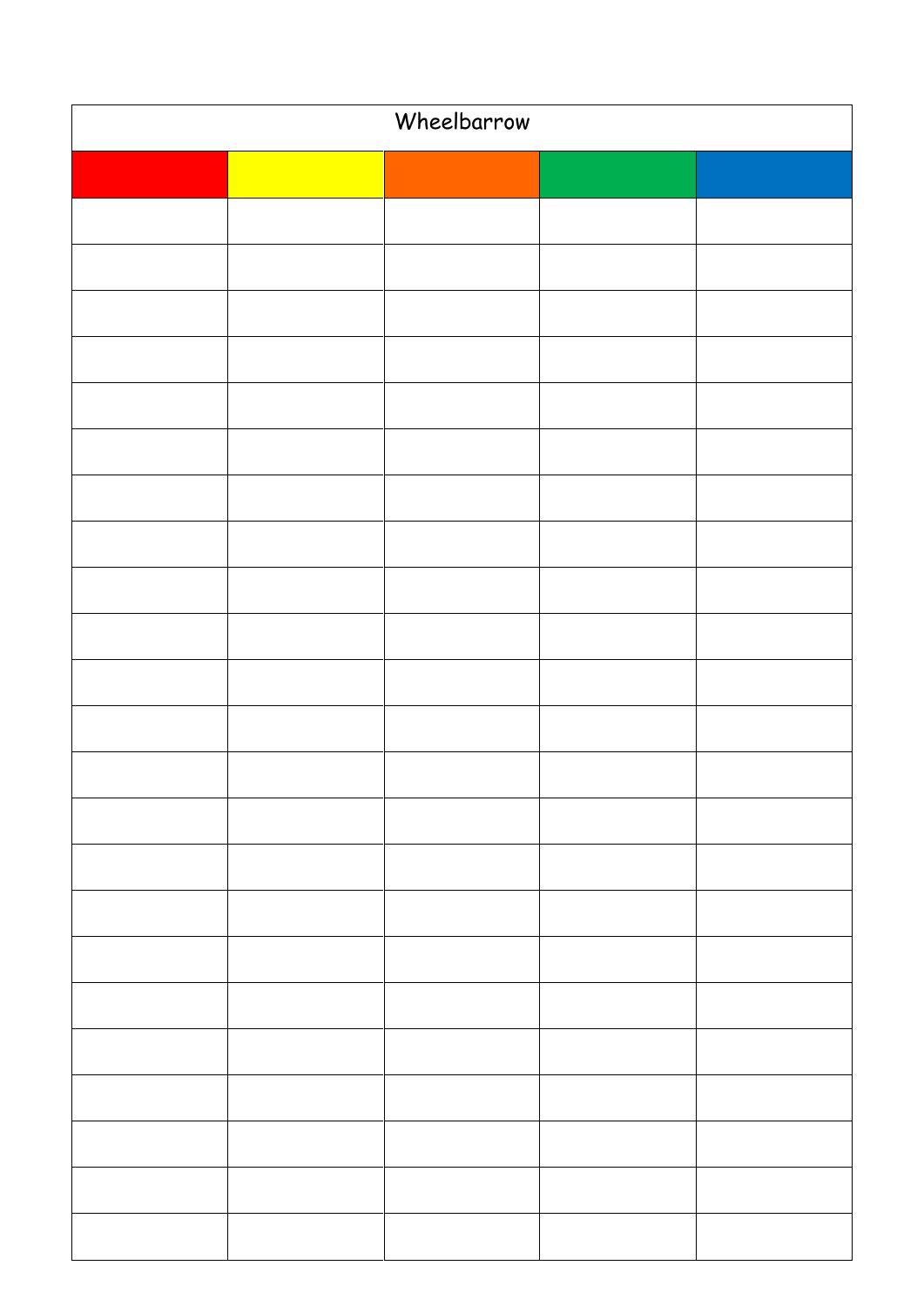| Wheelbarrow | | | | |
|---|---|---|---|---|
| | | | | |
| | | | | |
| | | | | |
| | | | | |
| | | | | |
| | | | | |
| | | | | |
| | | | | |
| | | | | |
| | | | | |
| | | | | |
| | | | | |
| | | | | |
| | | | | |
| | | | | |
| | | | | |
| | | | | |
| | | | | |
| | | | | |
| | | | | |
| | | | | |
| | | | | |
| | | | | |
| | | | | |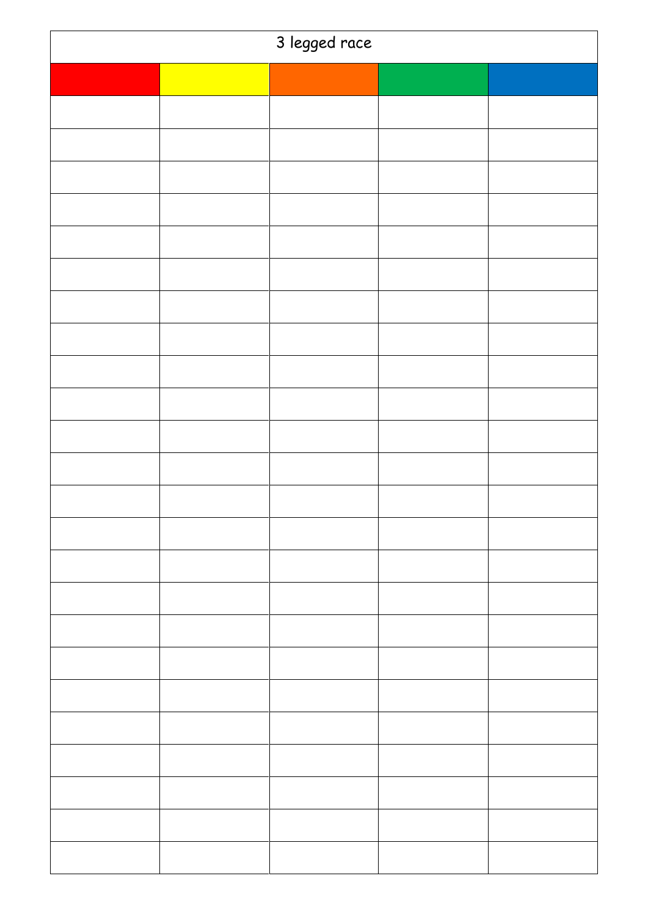# 3 legged race

| Red | Yellow | Orange | Green | Blue |
| --- | --- | --- | --- | --- |
| | | | | |
| | | | | |
| | | | | |
| | | | | |
| | | | | |
| | | | | |
| | | | | |
| | | | | |
| | | | | |
| | | | | |
| | | | | |
| | | | | |
| | | | | |
| | | | | |
| | | | | |
| | | | | |
| | | | | |
| | | | | |
| | | | | |
| | | | | |
| | | | | |
| | | | | |
| | | | | |
| | | | | |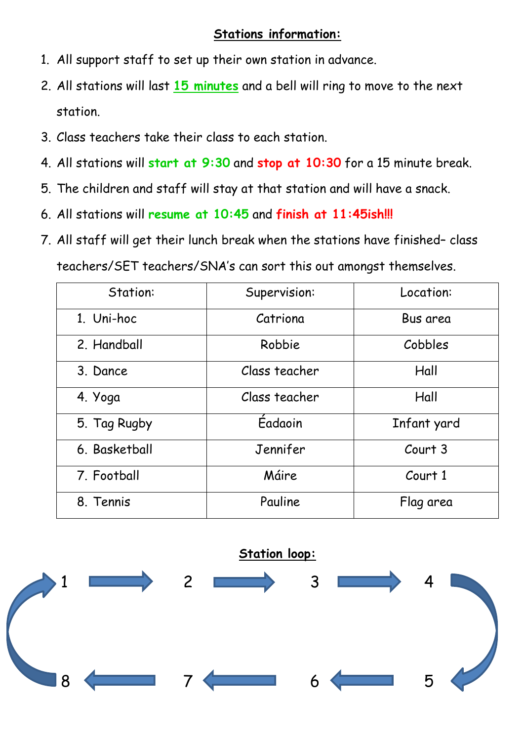## Stations information:

1. All support staff to set up their own station in advance.
2. All stations will last **15 minutes** and a bell will ring to move to the next station.
3. Class teachers take their class to each station.
4. All stations will **start at 9:30** and **stop at 10:30** for a 15 minute break.
5. The children and staff will stay at that station and will have a snack.
6. All stations will **resume at 10:45** and **finish at 11:45ish!!!**
7. All staff will get their lunch break when the stations have finished– class teachers/SET teachers/SNA's can sort this out amongst themselves.

| Station: | Supervision: | Location: |
|---|---|---|
| 1. Uni-hoc | Catriona | Bus area |
| 2. Handball | Robbie | Cobbles |
| 3. Dance | Class teacher | Hall |
| 4. Yoga | Class teacher | Hall |
| 5. Tag Rugby | Éadaoin | Infant yard |
| 6. Basketball | Jennifer | Court 3 |
| 7. Football | Máire | Court 1 |
| 8. Tennis | Pauline | Flag area |

## Station loop:

1 → 2 → 3 → 4

8 ← 7 ← 6 ← 5